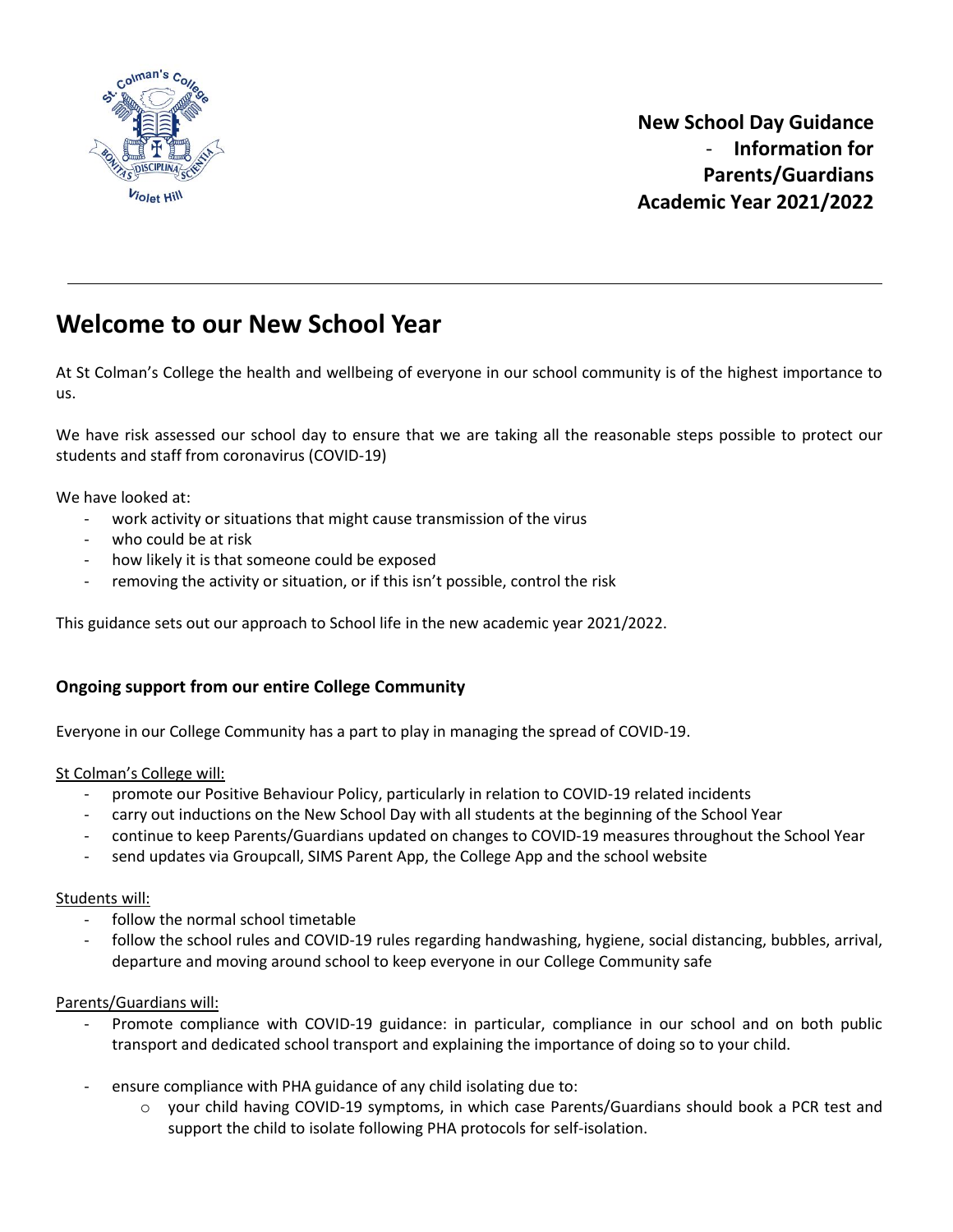**New School Day Guidance - Information for Parents/Guardians Academic Year 2021/2022**

---

# Welcome to our New School Year

At St Colman's College the health and wellbeing of everyone in our school community is of the highest importance to us.

We have risk assessed our school day to ensure that we are taking all the reasonable steps possible to protect our students and staff from coronavirus (COVID-19)

We have looked at:

- work activity or situations that might cause transmission of the virus
- who could be at risk
- how likely it is that someone could be exposed
- removing the activity or situation, or if this isn't possible, control the risk

This guidance sets out our approach to School life in the new academic year 2021/2022.

### Ongoing support from our entire College Community

Everyone in our College Community has a part to play in managing the spread of COVID-19.

St Colman's College will:

- promote our Positive Behaviour Policy, particularly in relation to COVID-19 related incidents
- carry out inductions on the New School Day with all students at the beginning of the School Year
- continue to keep Parents/Guardians updated on changes to COVID-19 measures throughout the School Year
- send updates via Groupcall, SIMS Parent App, the College App and the school website

Students will:

- follow the normal school timetable
- follow the school rules and COVID-19 rules regarding handwashing, hygiene, social distancing, bubbles, arrival, departure and moving around school to keep everyone in our College Community safe

Parents/Guardians will:

- Promote compliance with COVID-19 guidance: in particular, compliance in our school and on both public transport and dedicated school transport and explaining the importance of doing so to your child.
- ensure compliance with PHA guidance of any child isolating due to:
  - your child having COVID-19 symptoms, in which case Parents/Guardians should book a PCR test and support the child to isolate following PHA protocols for self-isolation.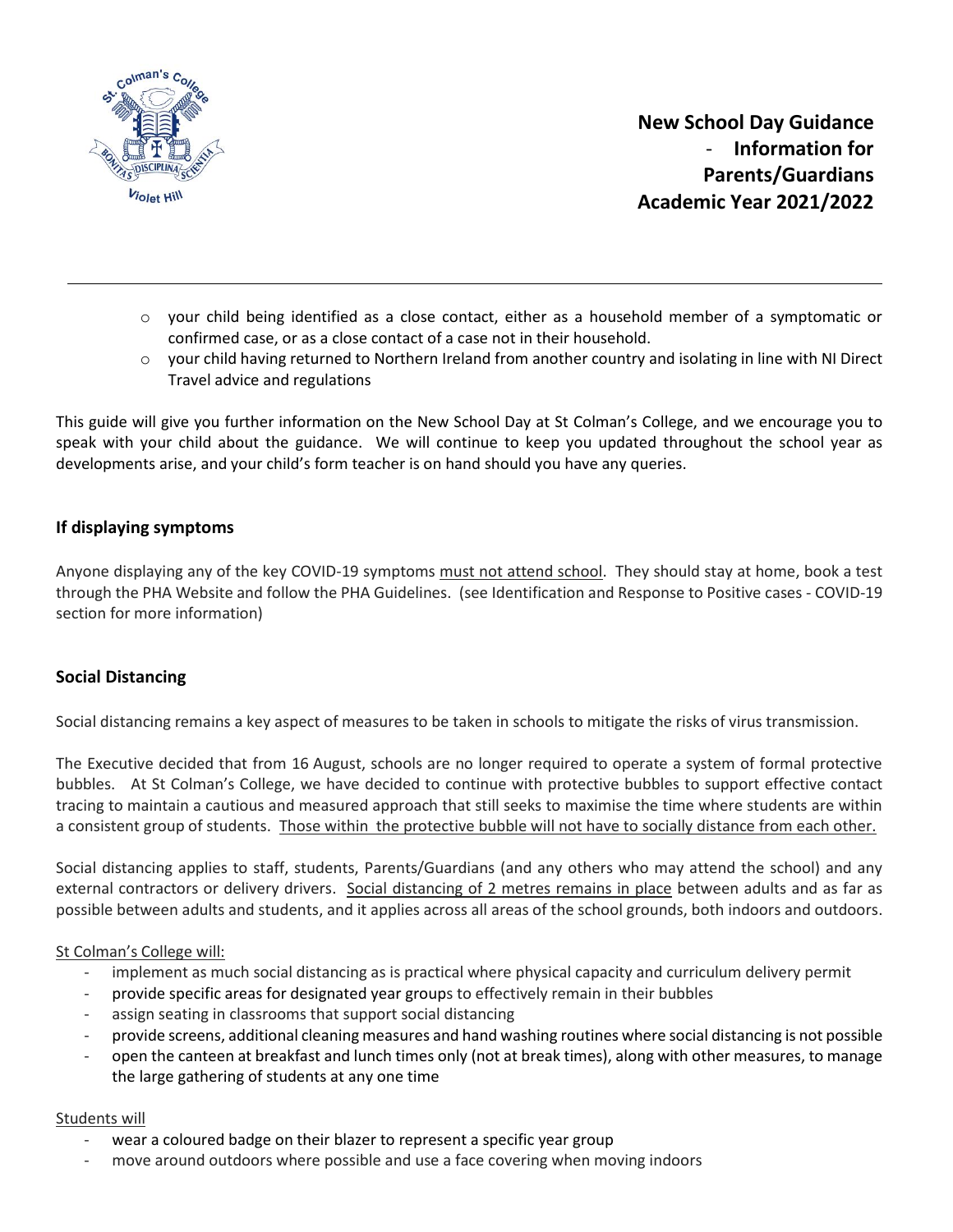- your child being identified as a close contact, either as a household member of a symptomatic or confirmed case, or as a close contact of a case not in their household.
- your child having returned to Northern Ireland from another country and isolating in line with NI Direct Travel advice and regulations

This guide will give you further information on the New School Day at St Colman's College, and we encourage you to speak with your child about the guidance. We will continue to keep you updated throughout the school year as developments arise, and your child's form teacher is on hand should you have any queries.

### If displaying symptoms

Anyone displaying any of the key COVID-19 symptoms must not attend school. They should stay at home, book a test through the PHA Website and follow the PHA Guidelines. (see Identification and Response to Positive cases - COVID-19 section for more information)

### Social Distancing

Social distancing remains a key aspect of measures to be taken in schools to mitigate the risks of virus transmission.

The Executive decided that from 16 August, schools are no longer required to operate a system of formal protective bubbles. At St Colman's College, we have decided to continue with protective bubbles to support effective contact tracing to maintain a cautious and measured approach that still seeks to maximise the time where students are within a consistent group of students. Those within the protective bubble will not have to socially distance from each other.

Social distancing applies to staff, students, Parents/Guardians (and any others who may attend the school) and any external contractors or delivery drivers. Social distancing of 2 metres remains in place between adults and as far as possible between adults and students, and it applies across all areas of the school grounds, both indoors and outdoors.

St Colman's College will:

- implement as much social distancing as is practical where physical capacity and curriculum delivery permit
- provide specific areas for designated year groups to effectively remain in their bubbles
- assign seating in classrooms that support social distancing
- provide screens, additional cleaning measures and hand washing routines where social distancing is not possible
- open the canteen at breakfast and lunch times only (not at break times), along with other measures, to manage the large gathering of students at any one time

Students will

- wear a coloured badge on their blazer to represent a specific year group
- move around outdoors where possible and use a face covering when moving indoors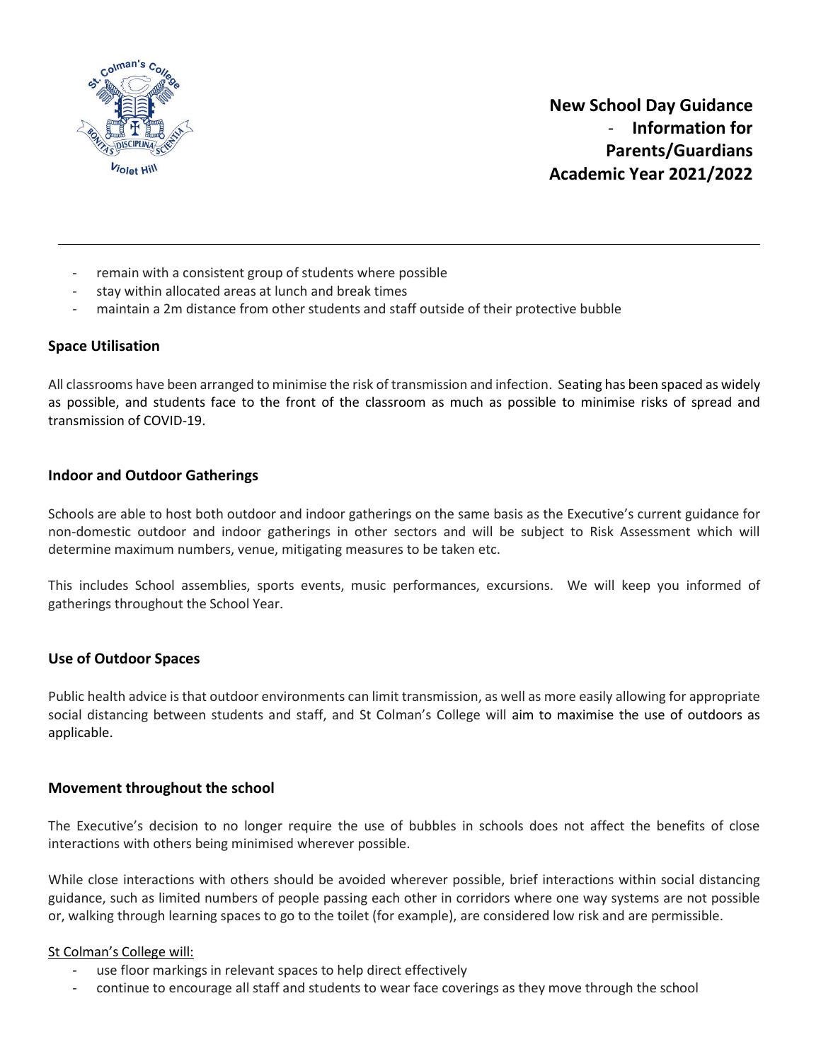- remain with a consistent group of students where possible
- stay within allocated areas at lunch and break times
- maintain a 2m distance from other students and staff outside of their protective bubble

## Space Utilisation

All classrooms have been arranged to minimise the risk of transmission and infection. Seating has been spaced as widely as possible, and students face to the front of the classroom as much as possible to minimise risks of spread and transmission of COVID-19.

## Indoor and Outdoor Gatherings

Schools are able to host both outdoor and indoor gatherings on the same basis as the Executive's current guidance for non-domestic outdoor and indoor gatherings in other sectors and will be subject to Risk Assessment which will determine maximum numbers, venue, mitigating measures to be taken etc.

This includes School assemblies, sports events, music performances, excursions. We will keep you informed of gatherings throughout the School Year.

## Use of Outdoor Spaces

Public health advice is that outdoor environments can limit transmission, as well as more easily allowing for appropriate social distancing between students and staff, and St Colman's College will aim to maximise the use of outdoors as applicable.

## Movement throughout the school

The Executive's decision to no longer require the use of bubbles in schools does not affect the benefits of close interactions with others being minimised wherever possible.

While close interactions with others should be avoided wherever possible, brief interactions within social distancing guidance, such as limited numbers of people passing each other in corridors where one way systems are not possible or, walking through learning spaces to go to the toilet (for example), are considered low risk and are permissible.

St Colman's College will:

- use floor markings in relevant spaces to help direct effectively
- continue to encourage all staff and students to wear face coverings as they move through the school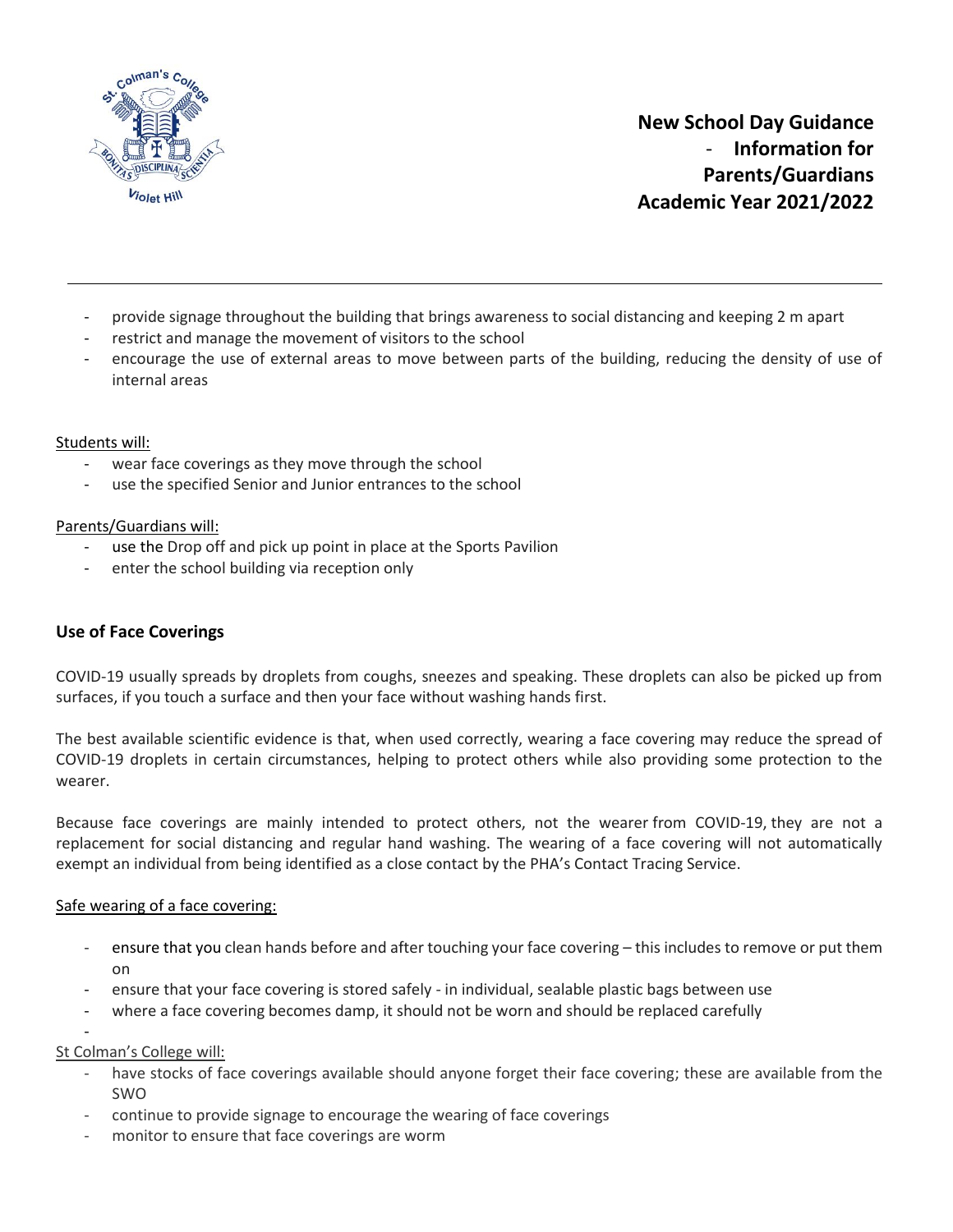- provide signage throughout the building that brings awareness to social distancing and keeping 2 m apart
- restrict and manage the movement of visitors to the school
- encourage the use of external areas to move between parts of the building, reducing the density of use of internal areas

Students will:

- wear face coverings as they move through the school
- use the specified Senior and Junior entrances to the school

Parents/Guardians will:

- use the Drop off and pick up point in place at the Sports Pavilion
- enter the school building via reception only

### Use of Face Coverings

COVID-19 usually spreads by droplets from coughs, sneezes and speaking. These droplets can also be picked up from surfaces, if you touch a surface and then your face without washing hands first.

The best available scientific evidence is that, when used correctly, wearing a face covering may reduce the spread of COVID-19 droplets in certain circumstances, helping to protect others while also providing some protection to the wearer.

Because face coverings are mainly intended to protect others, not the wearer from COVID-19, they are not a replacement for social distancing and regular hand washing. The wearing of a face covering will not automatically exempt an individual from being identified as a close contact by the PHA's Contact Tracing Service.

Safe wearing of a face covering:

- ensure that you clean hands before and after touching your face covering – this includes to remove or put them on
- ensure that your face covering is stored safely - in individual, sealable plastic bags between use
- where a face covering becomes damp, it should not be worn and should be replaced carefully
-

St Colman's College will:

- have stocks of face coverings available should anyone forget their face covering; these are available from the SWO
- continue to provide signage to encourage the wearing of face coverings
- monitor to ensure that face coverings are worm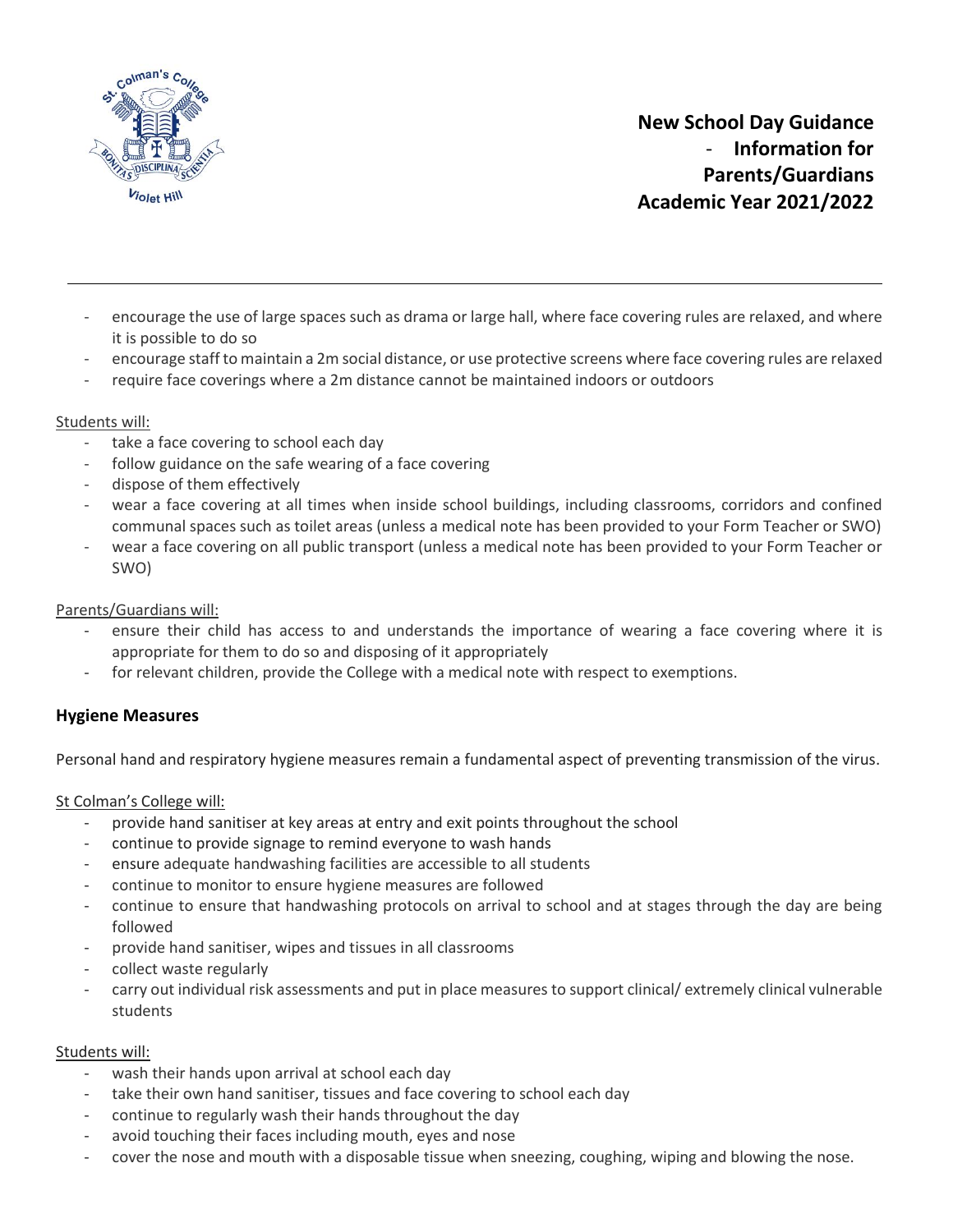- encourage the use of large spaces such as drama or large hall, where face covering rules are relaxed, and where it is possible to do so
- encourage staff to maintain a 2m social distance, or use protective screens where face covering rules are relaxed
- require face coverings where a 2m distance cannot be maintained indoors or outdoors

Students will:

- take a face covering to school each day
- follow guidance on the safe wearing of a face covering
- dispose of them effectively
- wear a face covering at all times when inside school buildings, including classrooms, corridors and confined communal spaces such as toilet areas (unless a medical note has been provided to your Form Teacher or SWO)
- wear a face covering on all public transport (unless a medical note has been provided to your Form Teacher or SWO)

Parents/Guardians will:

- ensure their child has access to and understands the importance of wearing a face covering where it is appropriate for them to do so and disposing of it appropriately
- for relevant children, provide the College with a medical note with respect to exemptions.

### Hygiene Measures

Personal hand and respiratory hygiene measures remain a fundamental aspect of preventing transmission of the virus.

St Colman's College will:

- provide hand sanitiser at key areas at entry and exit points throughout the school
- continue to provide signage to remind everyone to wash hands
- ensure adequate handwashing facilities are accessible to all students
- continue to monitor to ensure hygiene measures are followed
- continue to ensure that handwashing protocols on arrival to school and at stages through the day are being followed
- provide hand sanitiser, wipes and tissues in all classrooms
- collect waste regularly
- carry out individual risk assessments and put in place measures to support clinical/ extremely clinical vulnerable students

Students will:

- wash their hands upon arrival at school each day
- take their own hand sanitiser, tissues and face covering to school each day
- continue to regularly wash their hands throughout the day
- avoid touching their faces including mouth, eyes and nose
- cover the nose and mouth with a disposable tissue when sneezing, coughing, wiping and blowing the nose.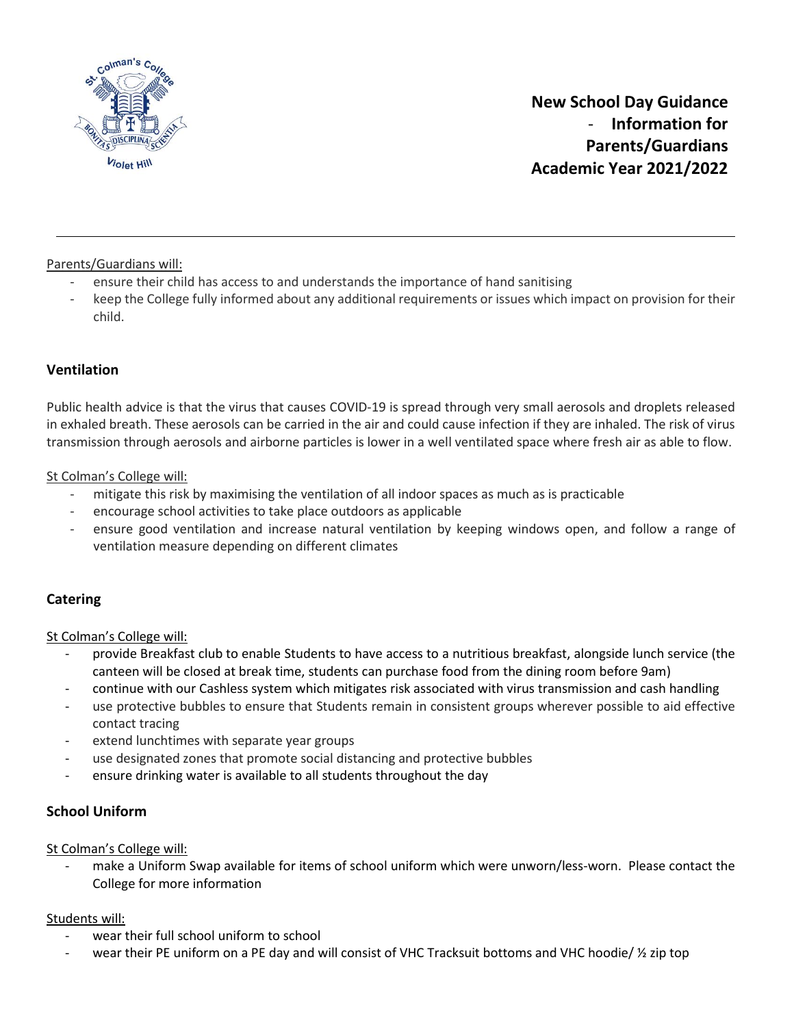**New School Day Guidance - Information for Parents/Guardians Academic Year 2021/2022**

Parents/Guardians will:

- ensure their child has access to and understands the importance of hand sanitising
- keep the College fully informed about any additional requirements or issues which impact on provision for their child.

## Ventilation

Public health advice is that the virus that causes COVID-19 is spread through very small aerosols and droplets released in exhaled breath. These aerosols can be carried in the air and could cause infection if they are inhaled. The risk of virus transmission through aerosols and airborne particles is lower in a well ventilated space where fresh air as able to flow.

St Colman's College will:

- mitigate this risk by maximising the ventilation of all indoor spaces as much as is practicable
- encourage school activities to take place outdoors as applicable
- ensure good ventilation and increase natural ventilation by keeping windows open, and follow a range of ventilation measure depending on different climates

## Catering

St Colman's College will:

- provide Breakfast club to enable Students to have access to a nutritious breakfast, alongside lunch service (the canteen will be closed at break time, students can purchase food from the dining room before 9am)
- continue with our Cashless system which mitigates risk associated with virus transmission and cash handling
- use protective bubbles to ensure that Students remain in consistent groups wherever possible to aid effective contact tracing
- extend lunchtimes with separate year groups
- use designated zones that promote social distancing and protective bubbles
- ensure drinking water is available to all students throughout the day

## School Uniform

St Colman's College will:

- make a Uniform Swap available for items of school uniform which were unworn/less-worn. Please contact the College for more information

Students will:

- wear their full school uniform to school
- wear their PE uniform on a PE day and will consist of VHC Tracksuit bottoms and VHC hoodie/ ½ zip top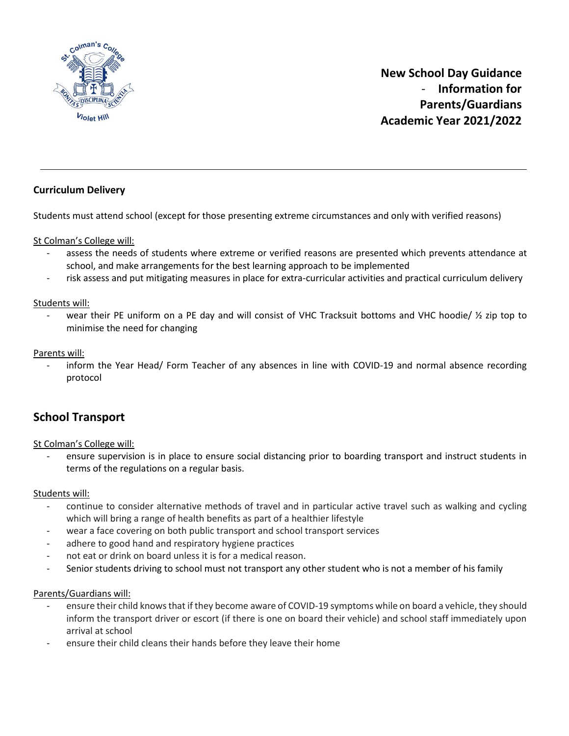**New School Day Guidance - Information for Parents/Guardians Academic Year 2021/2022**

---

**Curriculum Delivery**

Students must attend school (except for those presenting extreme circumstances and only with verified reasons)

St Colman's College will:

- assess the needs of students where extreme or verified reasons are presented which prevents attendance at school, and make arrangements for the best learning approach to be implemented
- risk assess and put mitigating measures in place for extra-curricular activities and practical curriculum delivery

Students will:

- wear their PE uniform on a PE day and will consist of VHC Tracksuit bottoms and VHC hoodie/ ½ zip top to minimise the need for changing

Parents will:

- inform the Year Head/ Form Teacher of any absences in line with COVID-19 and normal absence recording protocol

## School Transport

St Colman's College will:

- ensure supervision is in place to ensure social distancing prior to boarding transport and instruct students in terms of the regulations on a regular basis.

Students will:

- continue to consider alternative methods of travel and in particular active travel such as walking and cycling which will bring a range of health benefits as part of a healthier lifestyle
- wear a face covering on both public transport and school transport services
- adhere to good hand and respiratory hygiene practices
- not eat or drink on board unless it is for a medical reason.
- Senior students driving to school must not transport any other student who is not a member of his family

Parents/Guardians will:

- ensure their child knows that if they become aware of COVID-19 symptoms while on board a vehicle, they should inform the transport driver or escort (if there is one on board their vehicle) and school staff immediately upon arrival at school
- ensure their child cleans their hands before they leave their home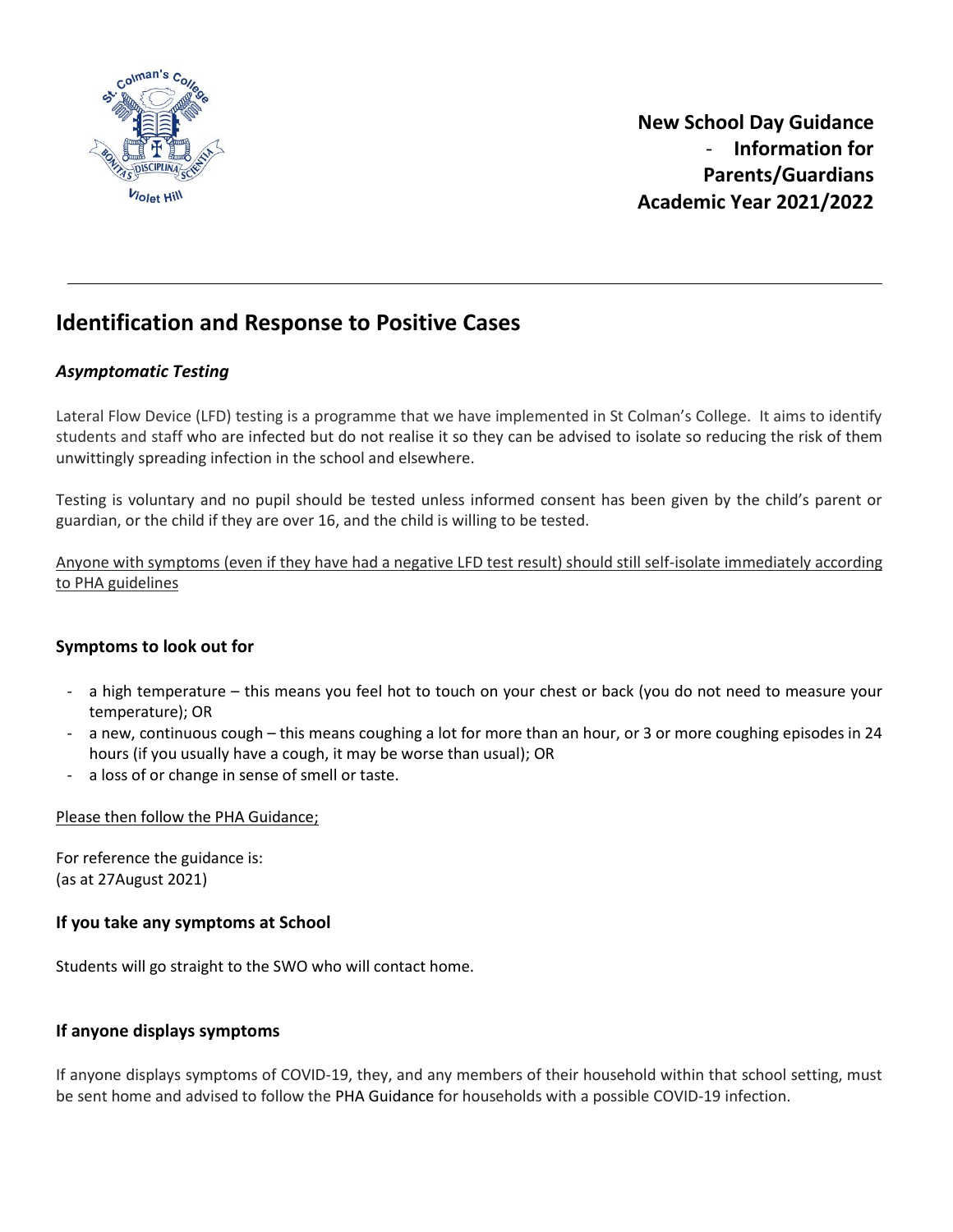**New School Day Guidance - Information for Parents/Guardians Academic Year 2021/2022**

---

## Identification and Response to Positive Cases

### *Asymptomatic Testing*

Lateral Flow Device (LFD) testing is a programme that we have implemented in St Colman's College. It aims to identify students and staff who are infected but do not realise it so they can be advised to isolate so reducing the risk of them unwittingly spreading infection in the school and elsewhere.

Testing is voluntary and no pupil should be tested unless informed consent has been given by the child's parent or guardian, or the child if they are over 16, and the child is willing to be tested.

<u>Anyone with symptoms (even if they have had a negative LFD test result) should still self-isolate immediately according to PHA guidelines</u>

### Symptoms to look out for

- a high temperature – this means you feel hot to touch on your chest or back (you do not need to measure your temperature); OR
- a new, continuous cough – this means coughing a lot for more than an hour, or 3 or more coughing episodes in 24 hours (if you usually have a cough, it may be worse than usual); OR
- a loss of or change in sense of smell or taste.

<u>Please then follow the PHA Guidance;</u>

For reference the guidance is:
(as at 27August 2021)

### If you take any symptoms at School

Students will go straight to the SWO who will contact home.

### If anyone displays symptoms

If anyone displays symptoms of COVID-19, they, and any members of their household within that school setting, must be sent home and advised to follow the PHA Guidance for households with a possible COVID-19 infection.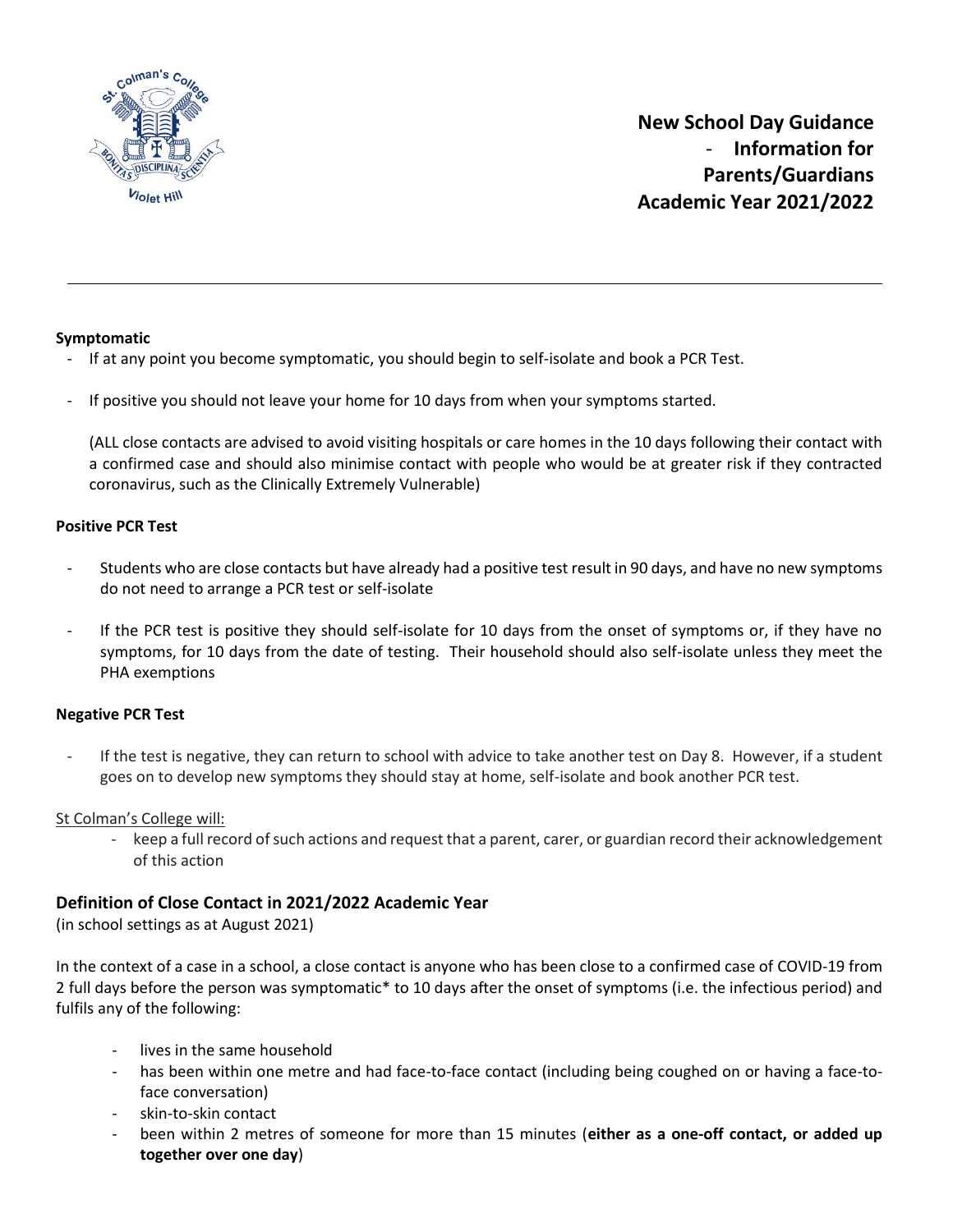**New School Day Guidance - Information for Parents/Guardians Academic Year 2021/2022**

---

**Symptomatic**

- If at any point you become symptomatic, you should begin to self-isolate and book a PCR Test.
- If positive you should not leave your home for 10 days from when your symptoms started.

  (ALL close contacts are advised to avoid visiting hospitals or care homes in the 10 days following their contact with a confirmed case and should also minimise contact with people who would be at greater risk if they contracted coronavirus, such as the Clinically Extremely Vulnerable)

**Positive PCR Test**

- Students who are close contacts but have already had a positive test result in 90 days, and have no new symptoms do not need to arrange a PCR test or self-isolate
- If the PCR test is positive they should self-isolate for 10 days from the onset of symptoms or, if they have no symptoms, for 10 days from the date of testing. Their household should also self-isolate unless they meet the PHA exemptions

**Negative PCR Test**

- If the test is negative, they can return to school with advice to take another test on Day 8. However, if a student goes on to develop new symptoms they should stay at home, self-isolate and book another PCR test.

St Colman's College will:

- keep a full record of such actions and request that a parent, carer, or guardian record their acknowledgement of this action

### Definition of Close Contact in 2021/2022 Academic Year

(in school settings as at August 2021)

In the context of a case in a school, a close contact is anyone who has been close to a confirmed case of COVID-19 from 2 full days before the person was symptomatic* to 10 days after the onset of symptoms (i.e. the infectious period) and fulfils any of the following:

- lives in the same household
- has been within one metre and had face-to-face contact (including being coughed on or having a face-to-face conversation)
- skin-to-skin contact
- been within 2 metres of someone for more than 15 minutes (**either as a one-off contact, or added up together over one day**)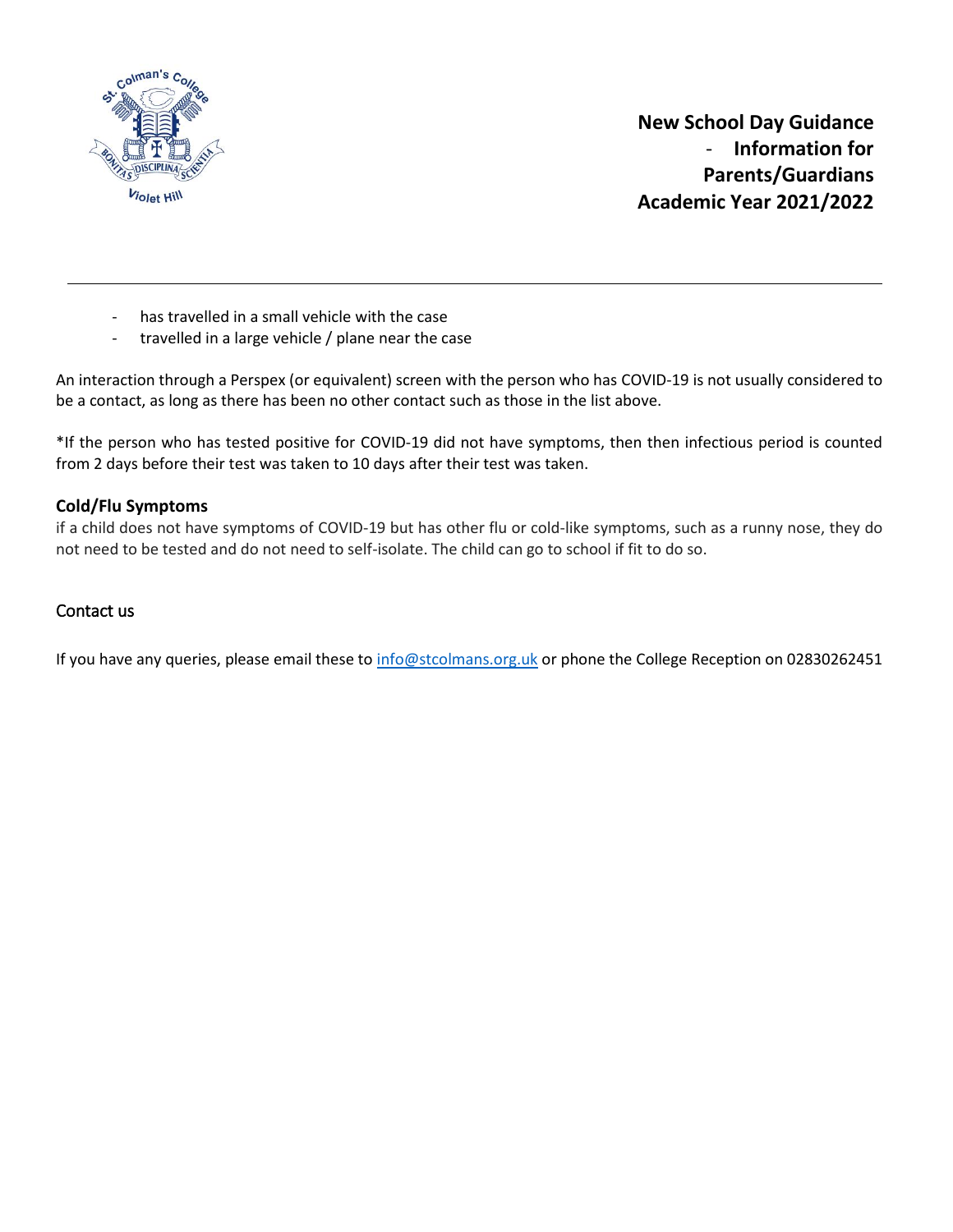- has travelled in a small vehicle with the case
- travelled in a large vehicle / plane near the case

An interaction through a Perspex (or equivalent) screen with the person who has COVID-19 is not usually considered to be a contact, as long as there has been no other contact such as those in the list above.

*If the person who has tested positive for COVID-19 did not have symptoms, then then infectious period is counted from 2 days before their test was taken to 10 days after their test was taken.

### Cold/Flu Symptoms

if a child does not have symptoms of COVID-19 but has other flu or cold-like symptoms, such as a runny nose, they do not need to be tested and do not need to self-isolate. The child can go to school if fit to do so.

## Contact us

If you have any queries, please email these to info@stcolmans.org.uk or phone the College Reception on 02830262451